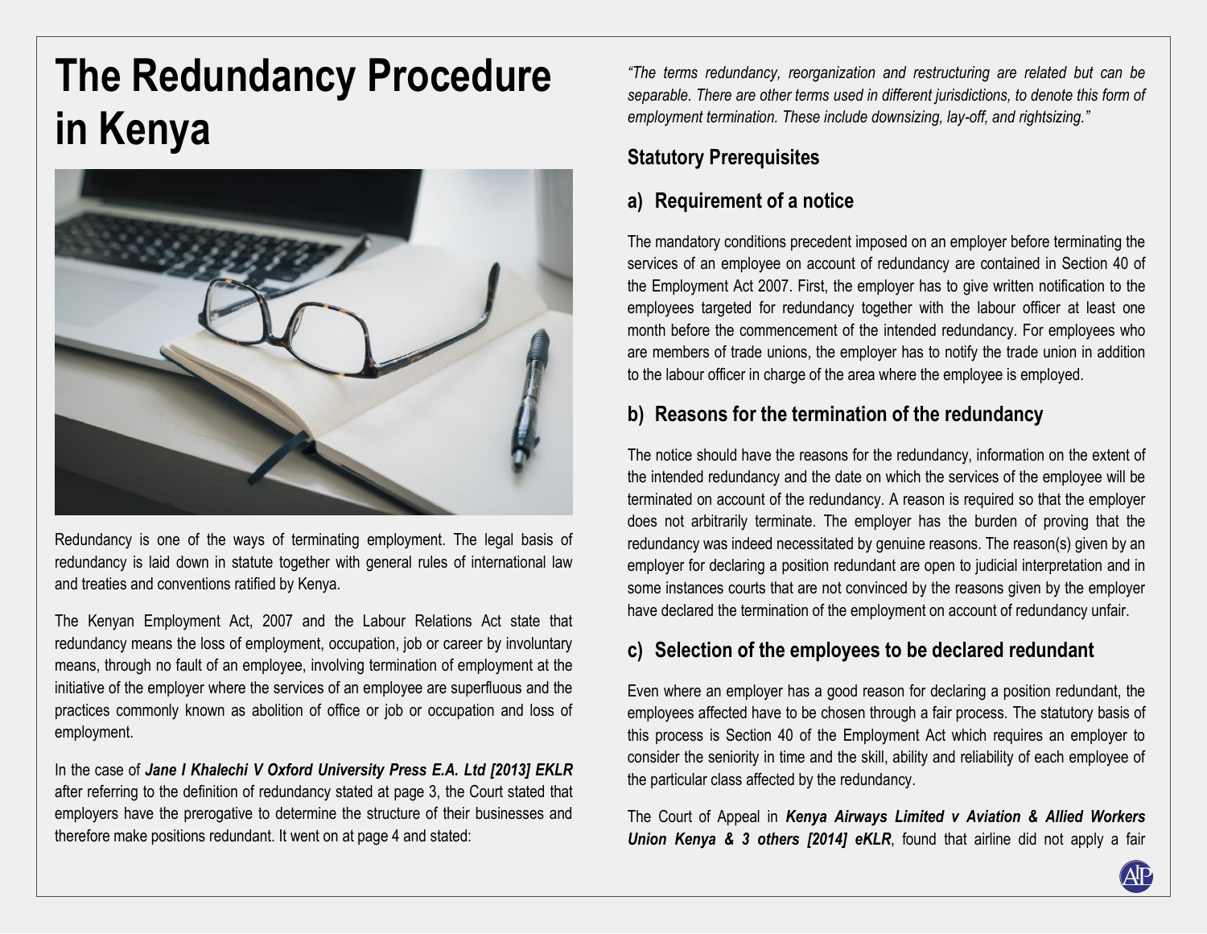# The Redundancy Procedure in Kenya

Redundancy is one of the ways of terminating employment. The legal basis of redundancy is laid down in statute together with general rules of international law and treaties and conventions ratified by Kenya.

The Kenyan Employment Act, 2007 and the Labour Relations Act state that redundancy means the loss of employment, occupation, job or career by involuntary means, through no fault of an employee, involving termination of employment at the initiative of the employer where the services of an employee are superfluous and the practices commonly known as abolition of office or job or occupation and loss of employment.

In the case of ***Jane I Khalechi V Oxford University Press E.A. Ltd [2013] EKLR*** after referring to the definition of redundancy stated at page 3, the Court stated that employers have the prerogative to determine the structure of their businesses and therefore make positions redundant. It went on at page 4 and stated:

*"The terms redundancy, reorganization and restructuring are related but can be separable. There are other terms used in different jurisdictions, to denote this form of employment termination. These include downsizing, lay-off, and rightsizing."*

## Statutory Prerequisites

### a) Requirement of a notice

The mandatory conditions precedent imposed on an employer before terminating the services of an employee on account of redundancy are contained in Section 40 of the Employment Act 2007. First, the employer has to give written notification to the employees targeted for redundancy together with the labour officer at least one month before the commencement of the intended redundancy. For employees who are members of trade unions, the employer has to notify the trade union in addition to the labour officer in charge of the area where the employee is employed.

### b) Reasons for the termination of the redundancy

The notice should have the reasons for the redundancy, information on the extent of the intended redundancy and the date on which the services of the employee will be terminated on account of the redundancy. A reason is required so that the employer does not arbitrarily terminate. The employer has the burden of proving that the redundancy was indeed necessitated by genuine reasons. The reason(s) given by an employer for declaring a position redundant are open to judicial interpretation and in some instances courts that are not convinced by the reasons given by the employer have declared the termination of the employment on account of redundancy unfair.

### c) Selection of the employees to be declared redundant

Even where an employer has a good reason for declaring a position redundant, the employees affected have to be chosen through a fair process. The statutory basis of this process is Section 40 of the Employment Act which requires an employer to consider the seniority in time and the skill, ability and reliability of each employee of the particular class affected by the redundancy.

The Court of Appeal in ***Kenya Airways Limited v Aviation & Allied Workers Union Kenya & 3 others [2014] eKLR***, found that airline did not apply a fair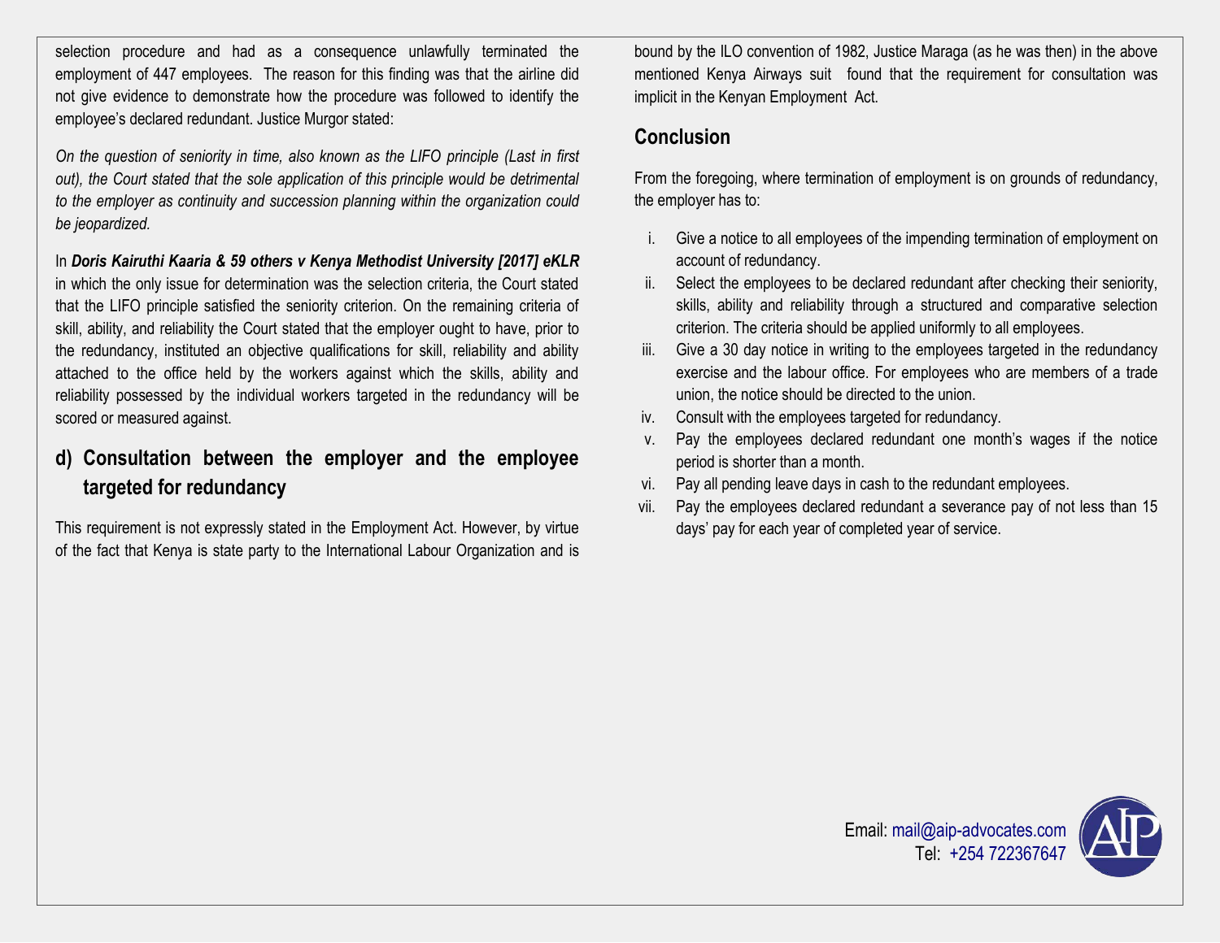selection procedure and had as a consequence unlawfully terminated the employment of 447 employees. The reason for this finding was that the airline did not give evidence to demonstrate how the procedure was followed to identify the employee's declared redundant. Justice Murgor stated:

*On the question of seniority in time, also known as the LIFO principle (Last in first out), the Court stated that the sole application of this principle would be detrimental to the employer as continuity and succession planning within the organization could be jeopardized.*

In ***Doris Kairuthi Kaaria & 59 others v Kenya Methodist University [2017] eKLR*** in which the only issue for determination was the selection criteria, the Court stated that the LIFO principle satisfied the seniority criterion. On the remaining criteria of skill, ability, and reliability the Court stated that the employer ought to have, prior to the redundancy, instituted an objective qualifications for skill, reliability and ability attached to the office held by the workers against which the skills, ability and reliability possessed by the individual workers targeted in the redundancy will be scored or measured against.

## d) Consultation between the employer and the employee targeted for redundancy

This requirement is not expressly stated in the Employment Act. However, by virtue of the fact that Kenya is state party to the International Labour Organization and is bound by the ILO convention of 1982, Justice Maraga (as he was then) in the above mentioned Kenya Airways suit found that the requirement for consultation was implicit in the Kenyan Employment Act.

## Conclusion

From the foregoing, where termination of employment is on grounds of redundancy, the employer has to:

i. Give a notice to all employees of the impending termination of employment on account of redundancy.
ii. Select the employees to be declared redundant after checking their seniority, skills, ability and reliability through a structured and comparative selection criterion. The criteria should be applied uniformly to all employees.
iii. Give a 30 day notice in writing to the employees targeted in the redundancy exercise and the labour office. For employees who are members of a trade union, the notice should be directed to the union.
iv. Consult with the employees targeted for redundancy.
v. Pay the employees declared redundant one month's wages if the notice period is shorter than a month.
vi. Pay all pending leave days in cash to the redundant employees.
vii. Pay the employees declared redundant a severance pay of not less than 15 days' pay for each year of completed year of service.

Email: mail@aip-advocates.com
Tel: +254 722367647